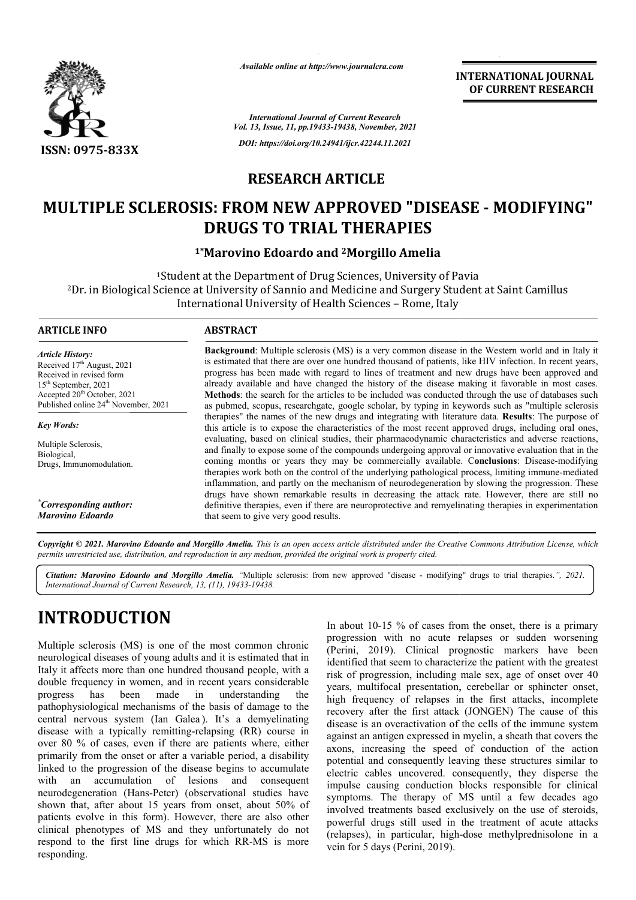*Available online at http://www.journalcra.com*

**INTERNATIONAL JOURNAL OF CURRENT RESEARCH**

*International Journal of Current Research*
*Vol. 13, Issue, 11, pp.19433-19438, November, 2021*

*DOI: https://doi.org/10.24941/ijcr.42244.11.2021*

ISSN: 0975-833X

## RESEARCH ARTICLE

# MULTIPLE SCLEROSIS: FROM NEW APPROVED "DISEASE - MODIFYING" DRUGS TO TRIAL THERAPIES

**[1*]Marovino Edoardo and [2]Morgillo Amelia**

[1]Student at the Department of Drug Sciences, University of Pavia
[2]Dr. in Biological Science at University of Sannio and Medicine and Surgery Student at Saint Camillus International University of Health Sciences – Rome, Italy

### ARTICLE INFO

*Article History:*
Received 17[th] August, 2021
Received in revised form
15[th] September, 2021
Accepted 20[th] October, 2021
Published online 24[th] November, 2021

*Key Words:*

Multiple Sclerosis,
Biological,
Drugs, Immunomodulation.

*[*]Corresponding author:*
*Marovino Edoardo*

### ABSTRACT

**Background**: Multiple sclerosis (MS) is a very common disease in the Western world and in Italy it is estimated that there are over one hundred thousand of patients, like HIV infection. In recent years, progress has been made with regard to lines of treatment and new drugs have been approved and already available and have changed the history of the disease making it favorable in most cases. **Methods**: the search for the articles to be included was conducted through the use of databases such as pubmed, scopus, researchgate, google scholar, by typing in keywords such as "multiple sclerosis therapies" the names of the new drugs and integrating with literature data. **Results**: The purpose of this article is to expose the characteristics of the most recent approved drugs, including oral ones, evaluating, based on clinical studies, their pharmacodynamic characteristics and adverse reactions, and finally to expose some of the compounds undergoing approval or innovative evaluation that in the coming months or years they may be commercially available. C**onclusions**: Disease-modifying therapies work both on the control of the underlying pathological process, limiting immune-mediated inflammation, and partly on the mechanism of neurodegeneration by slowing the progression. These drugs have shown remarkable results in decreasing the attack rate. However, there are still no definitive therapies, even if there are neuroprotective and remyelinating therapies in experimentation that seem to give very good results.

*Copyright © 2021. Marovino Edoardo and Morgillo Amelia. This is an open access article distributed under the Creative Commons Attribution License, which permits unrestricted use, distribution, and reproduction in any medium, provided the original work is properly cited.*

***Citation: Marovino Edoardo and Morgillo Amelia.** "Multiple sclerosis: from new approved "disease - modifying" drugs to trial therapies.", 2021. International Journal of Current Research, 13, (11), 19433-19438.*

# INTRODUCTION

Multiple sclerosis (MS) is one of the most common chronic neurological diseases of young adults and it is estimated that in Italy it affects more than one hundred thousand people, with a double frequency in women, and in recent years considerable progress has been made in understanding the pathophysiological mechanisms of the basis of damage to the central nervous system (Ian Galea). It's a demyelinating disease with a typically remitting-relapsing (RR) course in over 80 % of cases, even if there are patients where, either primarily from the onset or after a variable period, a disability linked to the progression of the disease begins to accumulate with an accumulation of lesions and consequent neurodegeneration (Hans-Peter) (observational studies have shown that, after about 15 years from onset, about 50% of patients evolve in this form). However, there are also other clinical phenotypes of MS and they unfortunately do not respond to the first line drugs for which RR-MS is more responding.

In about 10-15 % of cases from the onset, there is a primary progression with no acute relapses or sudden worsening (Perini, 2019). Clinical prognostic markers have been identified that seem to characterize the patient with the greatest risk of progression, including male sex, age of onset over 40 years, multifocal presentation, cerebellar or sphincter onset, high frequency of relapses in the first attacks, incomplete recovery after the first attack (JONGEN) The cause of this disease is an overactivation of the cells of the immune system against an antigen expressed in myelin, a sheath that covers the axons, increasing the speed of conduction of the action potential and consequently leaving these structures similar to electric cables uncovered. consequently, they disperse the impulse causing conduction blocks responsible for clinical symptoms. The therapy of MS until a few decades ago involved treatments based exclusively on the use of steroids, powerful drugs still used in the treatment of acute attacks (relapses), in particular, high-dose methylprednisolone in a vein for 5 days (Perini, 2019).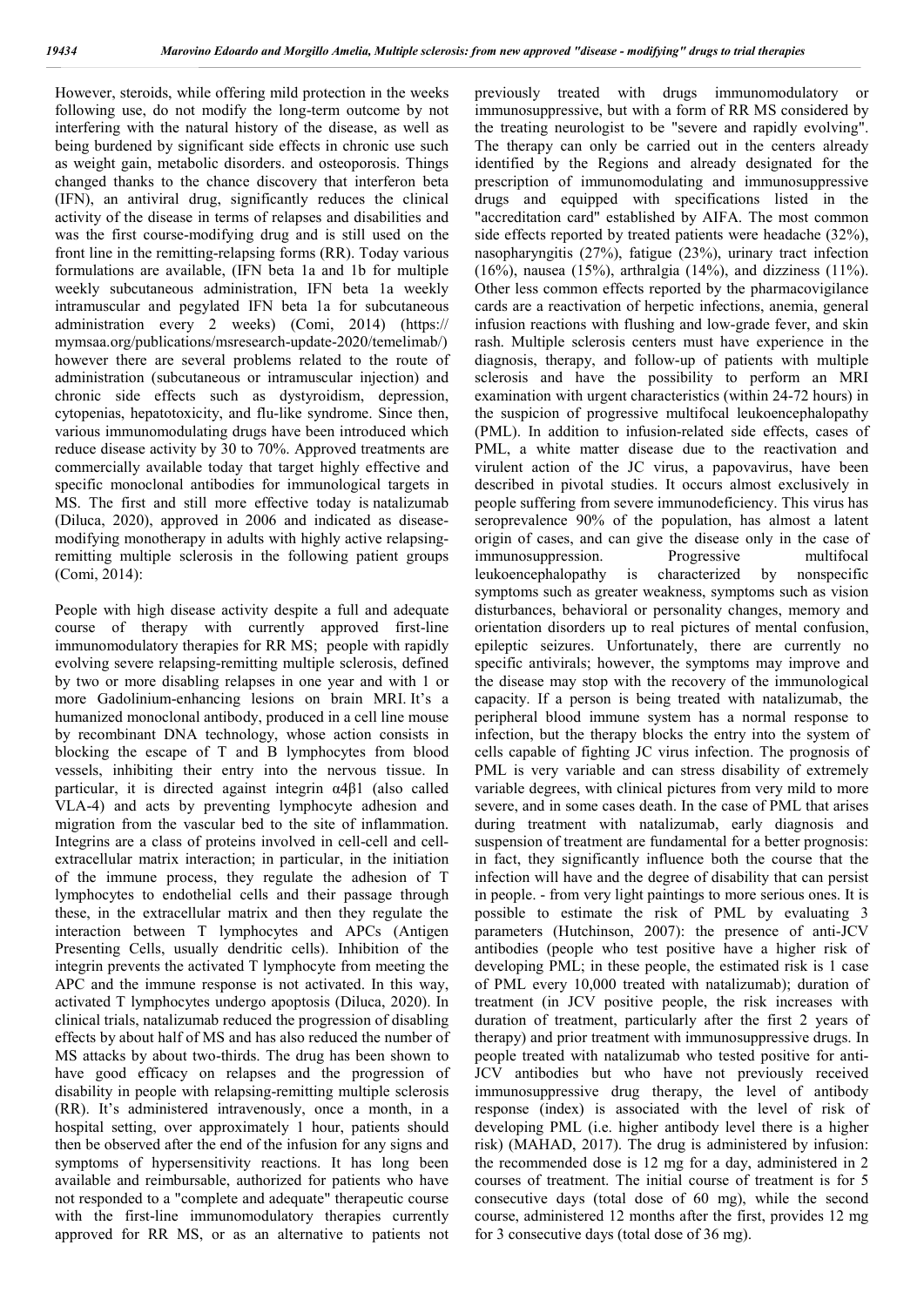However, steroids, while offering mild protection in the weeks following use, do not modify the long-term outcome by not interfering with the natural history of the disease, as well as being burdened by significant side effects in chronic use such as weight gain, metabolic disorders. and osteoporosis. Things changed thanks to the chance discovery that interferon beta (IFN), an antiviral drug, significantly reduces the clinical activity of the disease in terms of relapses and disabilities and was the first course-modifying drug and is still used on the front line in the remitting-relapsing forms (RR). Today various formulations are available, (IFN beta 1a and 1b for multiple weekly subcutaneous administration, IFN beta 1a weekly intramuscular and pegylated IFN beta 1a for subcutaneous administration every 2 weeks) (Comi, 2014) (https:// mymsaa.org/publications/msresearch-update-2020/temelimab/) however there are several problems related to the route of administration (subcutaneous or intramuscular injection) and chronic side effects such as dystyroidism, depression, cytopenias, hepatotoxicity, and flu-like syndrome. Since then, various immunomodulating drugs have been introduced which reduce disease activity by 30 to 70%. Approved treatments are commercially available today that target highly effective and specific monoclonal antibodies for immunological targets in MS. The first and still more effective today is natalizumab (Diluca, 2020), approved in 2006 and indicated as disease-modifying monotherapy in adults with highly active relapsing-remitting multiple sclerosis in the following patient groups (Comi, 2014):

People with high disease activity despite a full and adequate course of therapy with currently approved first-line immunomodulatory therapies for RR MS; people with rapidly evolving severe relapsing-remitting multiple sclerosis, defined by two or more disabling relapses in one year and with 1 or more Gadolinium-enhancing lesions on brain MRI. It's a humanized monoclonal antibody, produced in a cell line mouse by recombinant DNA technology, whose action consists in blocking the escape of T and B lymphocytes from blood vessels, inhibiting their entry into the nervous tissue. In particular, it is directed against integrin $\alpha4\beta1$ (also called VLA-4) and acts by preventing lymphocyte adhesion and migration from the vascular bed to the site of inflammation. Integrins are a class of proteins involved in cell-cell and cell-extracellular matrix interaction; in particular, in the initiation of the immune process, they regulate the adhesion of T lymphocytes to endothelial cells and their passage through these, in the extracellular matrix and then they regulate the interaction between T lymphocytes and APCs (Antigen Presenting Cells, usually dendritic cells). Inhibition of the integrin prevents the activated T lymphocyte from meeting the APC and the immune response is not activated. In this way, activated T lymphocytes undergo apoptosis (Diluca, 2020). In clinical trials, natalizumab reduced the progression of disabling effects by about half of MS and has also reduced the number of MS attacks by about two-thirds. The drug has been shown to have good efficacy on relapses and the progression of disability in people with relapsing-remitting multiple sclerosis (RR). It's administered intravenously, once a month, in a hospital setting, over approximately 1 hour, patients should then be observed after the end of the infusion for any signs and symptoms of hypersensitivity reactions. It has long been available and reimbursable, authorized for patients who have not responded to a "complete and adequate" therapeutic course with the first-line immunomodulatory therapies currently approved for RR MS, or as an alternative to patients not previously treated with drugs immunomodulatory or immunosuppressive, but with a form of RR MS considered by the treating neurologist to be "severe and rapidly evolving". The therapy can only be carried out in the centers already identified by the Regions and already designated for the prescription of immunomodulating and immunosuppressive drugs and equipped with specifications listed in the "accreditation card" established by AIFA. The most common side effects reported by treated patients were headache (32%), nasopharyngitis (27%), fatigue (23%), urinary tract infection (16%), nausea (15%), arthralgia (14%), and dizziness (11%). Other less common effects reported by the pharmacovigilance cards are a reactivation of herpetic infections, anemia, general infusion reactions with flushing and low-grade fever, and skin rash. Multiple sclerosis centers must have experience in the diagnosis, therapy, and follow-up of patients with multiple sclerosis and have the possibility to perform an MRI examination with urgent characteristics (within 24-72 hours) in the suspicion of progressive multifocal leukoencephalopathy (PML). In addition to infusion-related side effects, cases of PML, a white matter disease due to the reactivation and virulent action of the JC virus, a papovavirus, have been described in pivotal studies. It occurs almost exclusively in people suffering from severe immunodeficiency. This virus has seroprevalence 90% of the population, has almost a latent origin of cases, and can give the disease only in the case of immunosuppression. Progressive multifocal leukoencephalopathy is characterized by nonspecific symptoms such as greater weakness, symptoms such as vision disturbances, behavioral or personality changes, memory and orientation disorders up to real pictures of mental confusion, epileptic seizures. Unfortunately, there are currently no specific antivirals; however, the symptoms may improve and the disease may stop with the recovery of the immunological capacity. If a person is being treated with natalizumab, the peripheral blood immune system has a normal response to infection, but the therapy blocks the entry into the system of cells capable of fighting JC virus infection. The prognosis of PML is very variable and can stress disability of extremely variable degrees, with clinical pictures from very mild to more severe, and in some cases death. In the case of PML that arises during treatment with natalizumab, early diagnosis and suspension of treatment are fundamental for a better prognosis: in fact, they significantly influence both the course that the infection will have and the degree of disability that can persist in people. - from very light paintings to more serious ones. It is possible to estimate the risk of PML by evaluating 3 parameters (Hutchinson, 2007): the presence of anti-JCV antibodies (people who test positive have a higher risk of developing PML; in these people, the estimated risk is 1 case of PML every 10,000 treated with natalizumab); duration of treatment (in JCV positive people, the risk increases with duration of treatment, particularly after the first 2 years of therapy) and prior treatment with immunosuppressive drugs. In people treated with natalizumab who tested positive for anti-JCV antibodies but who have not previously received immunosuppressive drug therapy, the level of antibody response (index) is associated with the level of risk of developing PML (i.e. higher antibody level there is a higher risk) (MAHAD, 2017). The drug is administered by infusion: the recommended dose is 12 mg for a day, administered in 2 courses of treatment. The initial course of treatment is for 5 consecutive days (total dose of 60 mg), while the second course, administered 12 months after the first, provides 12 mg for 3 consecutive days (total dose of 36 mg).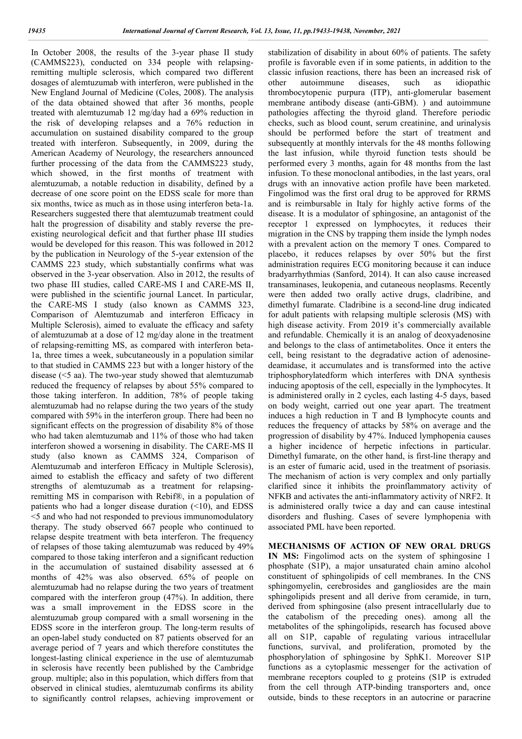In October 2008, the results of the 3-year phase II study (CAMMS223), conducted on 334 people with relapsing-remitting multiple sclerosis, which compared two different dosages of alemtuzumab with interferon, were published in the New England Journal of Medicine (Coles, 2008). The analysis of the data obtained showed that after 36 months, people treated with alemtuzumab 12 mg/day had a 69% reduction in the risk of developing relapses and a 76% reduction in accumulation on sustained disability compared to the group treated with interferon. Subsequently, in 2009, during the American Academy of Neurology, the researchers announced further processing of the data from the CAMMS223 study, which showed, in the first months of treatment with alemtuzumab, a notable reduction in disability, defined by a decrease of one score point on the EDSS scale for more than six months, twice as much as in those using interferon beta-1a. Researchers suggested there that alemtuzumab treatment could halt the progression of disability and stably reverse the pre-existing neurological deficit and that further phase III studies would be developed for this reason. This was followed in 2012 by the publication in Neurology of the 5-year extension of the CAMMS 223 study, which substantially confirms what was observed in the 3-year observation. Also in 2012, the results of two phase III studies, called CARE-MS I and CARE-MS II, were published in the scientific journal Lancet. In particular, the CARE-MS I study (also known as CAMMS 323, Comparison of Alemtuzumab and interferon Efficacy in Multiple Sclerosis), aimed to evaluate the efficacy and safety of alemtuzumab at a dose of 12 mg/day alone in the treatment of relapsing-remitting MS, as compared with interferon beta-1a, three times a week, subcutaneously in a population similar to that studied in CAMMS 223 but with a longer history of the disease (<5 aa). The two-year study showed that alemtuzumab reduced the frequency of relapses by about 55% compared to those taking interferon. In addition, 78% of people taking alemtuzumab had no relapse during the two years of the study compared with 59% in the interferon group. There had been no significant effects on the progression of disability 8% of those who had taken alemtuzumab and 11% of those who had taken interferon showed a worsening in disability. The CARE-MS II study (also known as CAMMS 324, Comparison of Alemtuzumab and interferon Efficacy in Multiple Sclerosis), aimed to establish the efficacy and safety of two different strengths of alemtuzumab as a treatment for relapsing-remitting MS in comparison with Rebif®, in a population of patients who had a longer disease duration (<10), and EDSS <5 and who had not responded to previous immunomodulatory therapy. The study observed 667 people who continued to relapse despite treatment with beta interferon. The frequency of relapses of those taking alemtuzumab was reduced by 49% compared to those taking interferon and a significant reduction in the accumulation of sustained disability assessed at 6 months of 42% was also observed. 65% of people on alemtuzumab had no relapse during the two years of treatment compared with the interferon group (47%). In addition, there was a small improvement in the EDSS score in the alemtuzumab group compared with a small worsening in the EDSS score in the interferon group. The long-term results of an open-label study conducted on 87 patients observed for an average period of 7 years and which therefore constitutes the longest-lasting clinical experience in the use of alemtuzumab in sclerosis have recently been published by the Cambridge group. multiple; also in this population, which differs from that observed in clinical studies, alemtuzumab confirms its ability to significantly control relapses, achieving improvement or stabilization of disability in about 60% of patients. The safety profile is favorable even if in some patients, in addition to the classic infusion reactions, there has been an increased risk of other autoimmune diseases, such as idiopathic thrombocytopenic purpura (ITP), anti-glomerular basement membrane antibody disease (anti-GBM). ) and autoimmune pathologies affecting the thyroid gland. Therefore periodic checks, such as blood count, serum creatinine, and urinalysis should be performed before the start of treatment and subsequently at monthly intervals for the 48 months following the last infusion, while thyroid function tests should be performed every 3 months, again for 48 months from the last infusion. To these monoclonal antibodies, in the last years, oral drugs with an innovative action profile have been marketed. Fingolimod was the first oral drug to be approved for RRMS and is reimbursable in Italy for highly active forms of the disease. It is a modulator of sphingosine, an antagonist of the receptor 1 expressed on lymphocytes, it reduces their migration in the CNS by trapping them inside the lymph nodes with a prevalent action on the memory T ones. Compared to placebo, it reduces relapses by over 50% but the first administration requires ECG monitoring because it can induce bradyarrhythmias (Sanford, 2014). It can also cause increased transaminases, leukopenia, and cutaneous neoplasms. Recently were then added two orally active drugs, cladribine, and dimethyl fumarate. Cladribine is a second-line drug indicated for adult patients with relapsing multiple sclerosis (MS) with high disease activity. From 2019 it's commercially available and refundable. Chemically it is an analog of deoxyadenosine and belongs to the class of antimetabolites. Once it enters the cell, being resistant to the degradative action of adenosine-deamidase, it accumulates and is transformed into the active triphosphorylatedform which interferes with DNA synthesis inducing apoptosis of the cell, especially in the lymphocytes. It is administered orally in 2 cycles, each lasting 4-5 days, based on body weight, carried out one year apart. The treatment induces a high reduction in T and B lymphocyte counts and reduces the frequency of attacks by 58% on average and the progression of disability by 47%. Induced lymphopenia causes a higher incidence of herpetic infections in particular. Dimethyl fumarate, on the other hand, is first-line therapy and is an ester of fumaric acid, used in the treatment of psoriasis. The mechanism of action is very complex and only partially clarified since it inhibits the proinflammatory activity of NFKB and activates the anti-inflammatory activity of NRF2. It is administered orally twice a day and can cause intestinal disorders and flushing. Cases of severe lymphopenia with associated PML have been reported.

**MECHANISMS OF ACTION OF NEW ORAL DRUGS IN MS:** Fingolimod acts on the system of sphingosine 1 phosphate (S1P), a major unsaturated chain amino alcohol constituent of sphingolipids of cell membranes. In the CNS sphingomyelin, cerebrosides and gangliosides are the main sphingolipids present and all derive from ceramide, in turn, derived from sphingosine (also present intracellularly due to the catabolism of the preceding ones). among all the metabolites of the sphingolipids, research has focused above all on S1P, capable of regulating various intracellular functions, survival, and proliferation, promoted by the phosphorylation of sphingosine by SphK1. Moreover S1P functions as a cytoplasmic messenger for the activation of membrane receptors coupled to g proteins (S1P is extruded from the cell through ATP-binding transporters and, once outside, binds to these receptors in an autocrine or paracrine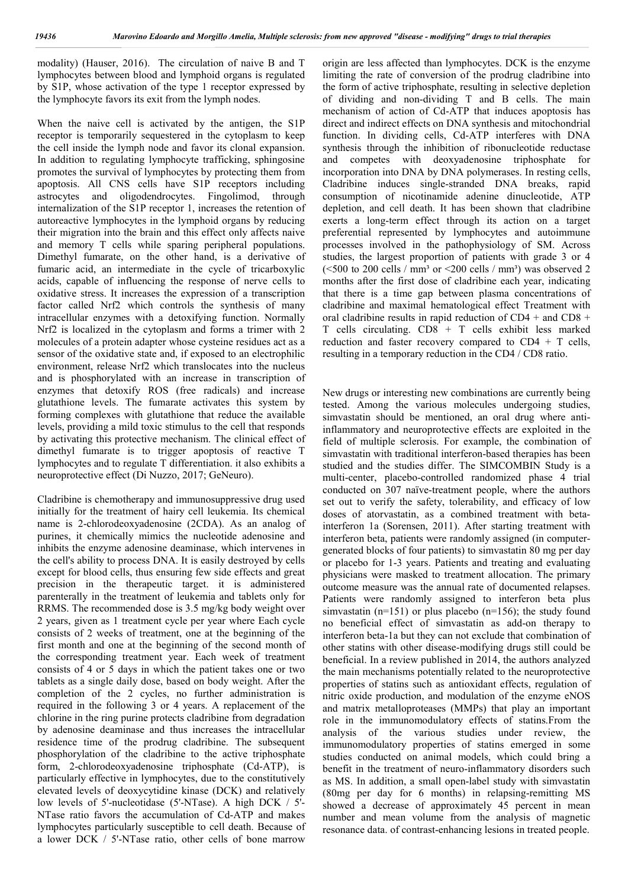modality) (Hauser, 2016). The circulation of naive B and T lymphocytes between blood and lymphoid organs is regulated by S1P, whose activation of the type 1 receptor expressed by the lymphocyte favors its exit from the lymph nodes.

When the naive cell is activated by the antigen, the S1P receptor is temporarily sequestered in the cytoplasm to keep the cell inside the lymph node and favor its clonal expansion. In addition to regulating lymphocyte trafficking, sphingosine promotes the survival of lymphocytes by protecting them from apoptosis. All CNS cells have S1P receptors including astrocytes and oligodendrocytes. Fingolimod, through internalization of the S1P receptor 1, increases the retention of autoreactive lymphocytes in the lymphoid organs by reducing their migration into the brain and this effect only affects naive and memory T cells while sparing peripheral populations. Dimethyl fumarate, on the other hand, is a derivative of fumaric acid, an intermediate in the cycle of tricarboxylic acids, capable of influencing the response of nerve cells to oxidative stress. It increases the expression of a transcription factor called Nrf2 which controls the synthesis of many intracellular enzymes with a detoxifying function. Normally Nrf2 is localized in the cytoplasm and forms a trimer with 2 molecules of a protein adapter whose cysteine residues act as a sensor of the oxidative state and, if exposed to an electrophilic environment, release Nrf2 which translocates into the nucleus and is phosphorylated with an increase in transcription of enzymes that detoxify ROS (free radicals) and increase glutathione levels. The fumarate activates this system by forming complexes with glutathione that reduce the available levels, providing a mild toxic stimulus to the cell that responds by activating this protective mechanism. The clinical effect of dimethyl fumarate is to trigger apoptosis of reactive T lymphocytes and to regulate T differentiation. it also exhibits a neuroprotective effect (Di Nuzzo, 2017; GeNeuro).

Cladribine is chemotherapy and immunosuppressive drug used initially for the treatment of hairy cell leukemia. Its chemical name is 2-chlorodeoxyadenosine (2CDA). As an analog of purines, it chemically mimics the nucleotide adenosine and inhibits the enzyme adenosine deaminase, which intervenes in the cell's ability to process DNA. It is easily destroyed by cells except for blood cells, thus ensuring few side effects and great precision in the therapeutic target. it is administered parenterally in the treatment of leukemia and tablets only for RRMS. The recommended dose is 3.5 mg/kg body weight over 2 years, given as 1 treatment cycle per year where Each cycle consists of 2 weeks of treatment, one at the beginning of the first month and one at the beginning of the second month of the corresponding treatment year. Each week of treatment consists of 4 or 5 days in which the patient takes one or two tablets as a single daily dose, based on body weight. After the completion of the 2 cycles, no further administration is required in the following 3 or 4 years. A replacement of the chlorine in the ring purine protects cladribine from degradation by adenosine deaminase and thus increases the intracellular residence time of the prodrug cladribine. The subsequent phosphorylation of the cladribine to the active triphosphate form, 2-chlorodeoxyadenosine triphosphate (Cd-ATP), is particularly effective in lymphocytes, due to the constitutively elevated levels of deoxycytidine kinase (DCK) and relatively low levels of 5'-nucleotidase (5'-NTase). A high DCK / 5'-NTase ratio favors the accumulation of Cd-ATP and makes lymphocytes particularly susceptible to cell death. Because of a lower DCK / 5'-NTase ratio, other cells of bone marrow origin are less affected than lymphocytes. DCK is the enzyme limiting the rate of conversion of the prodrug cladribine into the form of active triphosphate, resulting in selective depletion of dividing and non-dividing T and B cells. The main mechanism of action of Cd-ATP that induces apoptosis has direct and indirect effects on DNA synthesis and mitochondrial function. In dividing cells, Cd-ATP interferes with DNA synthesis through the inhibition of ribonucleotide reductase and competes with deoxyadenosine triphosphate for incorporation into DNA by DNA polymerases. In resting cells, Cladribine induces single-stranded DNA breaks, rapid consumption of nicotinamide adenine dinucleotide, ATP depletion, and cell death. It has been shown that cladribine exerts a long-term effect through its action on a target preferential represented by lymphocytes and autoimmune processes involved in the pathophysiology of SM. Across studies, the largest proportion of patients with grade 3 or 4 (<500 to 200 cells / mm³ or <200 cells / mm³) was observed 2 months after the first dose of cladribine each year, indicating that there is a time gap between plasma concentrations of cladribine and maximal hematological effect Treatment with oral cladribine results in rapid reduction of CD4 + and CD8 + T cells circulating. CD8 + T cells exhibit less marked reduction and faster recovery compared to CD4 + T cells, resulting in a temporary reduction in the CD4 / CD8 ratio.

New drugs or interesting new combinations are currently being tested. Among the various molecules undergoing studies, simvastatin should be mentioned, an oral drug where anti-inflammatory and neuroprotective effects are exploited in the field of multiple sclerosis. For example, the combination of simvastatin with traditional interferon-based therapies has been studied and the studies differ. The SIMCOMBIN Study is a multi-center, placebo-controlled randomized phase 4 trial conducted on 307 naïve-treatment people, where the authors set out to verify the safety, tolerability, and efficacy of low doses of atorvastatin, as a combined treatment with beta-interferon 1a (Sorensen, 2011). After starting treatment with interferon beta, patients were randomly assigned (in computer-generated blocks of four patients) to simvastatin 80 mg per day or placebo for 1-3 years. Patients and treating and evaluating physicians were masked to treatment allocation. The primary outcome measure was the annual rate of documented relapses. Patients were randomly assigned to interferon beta plus simvastatin (n=151) or plus placebo (n=156); the study found no beneficial effect of simvastatin as add-on therapy to interferon beta-1a but they can not exclude that combination of other statins with other disease-modifying drugs still could be beneficial. In a review published in 2014, the authors analyzed the main mechanisms potentially related to the neuroprotective properties of statins such as antioxidant effects, regulation of nitric oxide production, and modulation of the enzyme eNOS and matrix metalloproteases (MMPs) that play an important role in the immunomodulatory effects of statins.From the analysis of the various studies under review, the immunomodulatory properties of statins emerged in some studies conducted on animal models, which could bring a benefit in the treatment of neuro-inflammatory disorders such as MS. In addition, a small open-label study with simvastatin (80mg per day for 6 months) in relapsing-remitting MS showed a decrease of approximately 45 percent in mean number and mean volume from the analysis of magnetic resonance data. of contrast-enhancing lesions in treated people.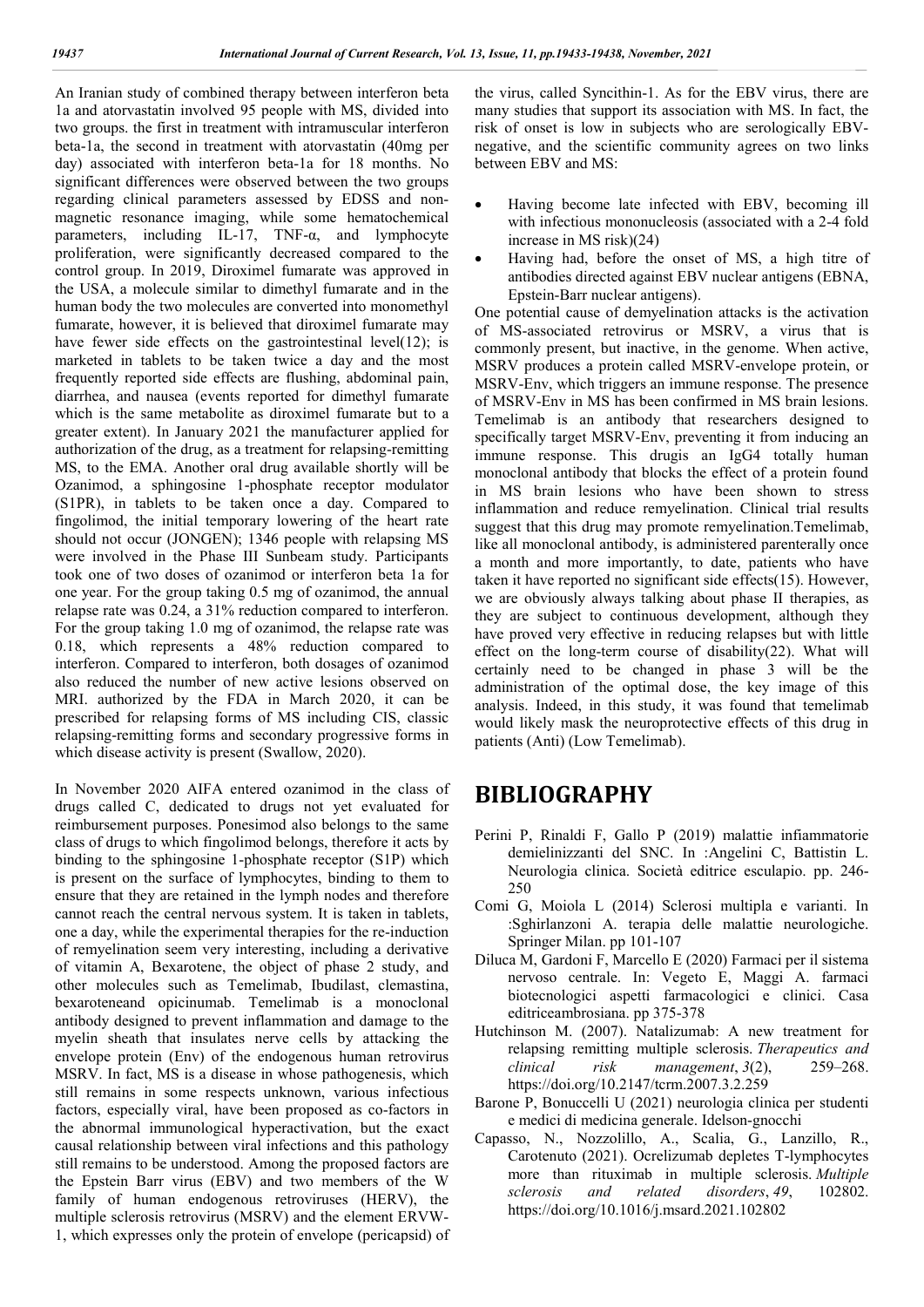An Iranian study of combined therapy between interferon beta 1a and atorvastatin involved 95 people with MS, divided into two groups. the first in treatment with intramuscular interferon beta-1a, the second in treatment with atorvastatin (40mg per day) associated with interferon beta-1a for 18 months. No significant differences were observed between the two groups regarding clinical parameters assessed by EDSS and non-magnetic resonance imaging, while some hematochemical parameters, including IL-17, TNF-α, and lymphocyte proliferation, were significantly decreased compared to the control group. In 2019, Diroximel fumarate was approved in the USA, a molecule similar to dimethyl fumarate and in the human body the two molecules are converted into monomethyl fumarate, however, it is believed that diroximel fumarate may have fewer side effects on the gastrointestinal level(12); is marketed in tablets to be taken twice a day and the most frequently reported side effects are flushing, abdominal pain, diarrhea, and nausea (events reported for dimethyl fumarate which is the same metabolite as diroximel fumarate but to a greater extent). In January 2021 the manufacturer applied for authorization of the drug, as a treatment for relapsing-remitting MS, to the EMA. Another oral drug available shortly will be Ozanimod, a sphingosine 1-phosphate receptor modulator (S1PR), in tablets to be taken once a day. Compared to fingolimod, the initial temporary lowering of the heart rate should not occur (JONGEN); 1346 people with relapsing MS were involved in the Phase III Sunbeam study. Participants took one of two doses of ozanimod or interferon beta 1a for one year. For the group taking 0.5 mg of ozanimod, the annual relapse rate was 0.24, a 31% reduction compared to interferon. For the group taking 1.0 mg of ozanimod, the relapse rate was 0.18, which represents a 48% reduction compared to interferon. Compared to interferon, both dosages of ozanimod also reduced the number of new active lesions observed on MRI. authorized by the FDA in March 2020, it can be prescribed for relapsing forms of MS including CIS, classic relapsing-remitting forms and secondary progressive forms in which disease activity is present (Swallow, 2020).

In November 2020 AIFA entered ozanimod in the class of drugs called C, dedicated to drugs not yet evaluated for reimbursement purposes. Ponesimod also belongs to the same class of drugs to which fingolimod belongs, therefore it acts by binding to the sphingosine 1-phosphate receptor (S1P) which is present on the surface of lymphocytes, binding to them to ensure that they are retained in the lymph nodes and therefore cannot reach the central nervous system. It is taken in tablets, one a day, while the experimental therapies for the re-induction of remyelination seem very interesting, including a derivative of vitamin A, Bexarotene, the object of phase 2 study, and other molecules such as Temelimab, Ibudilast, clemastina, bexaroteneand opicinumab. Temelimab is a monoclonal antibody designed to prevent inflammation and damage to the myelin sheath that insulates nerve cells by attacking the envelope protein (Env) of the endogenous human retrovirus MSRV. In fact, MS is a disease in whose pathogenesis, which still remains in some respects unknown, various infectious factors, especially viral, have been proposed as co-factors in the abnormal immunological hyperactivation, but the exact causal relationship between viral infections and this pathology still remains to be understood. Among the proposed factors are the Epstein Barr virus (EBV) and two members of the W family of human endogenous retroviruses (HERV), the multiple sclerosis retrovirus (MSRV) and the element ERVW-1, which expresses only the protein of envelope (pericapsid) of the virus, called Syncithin-1. As for the EBV virus, there are many studies that support its association with MS. In fact, the risk of onset is low in subjects who are serologically EBV-negative, and the scientific community agrees on two links between EBV and MS:

- Having become late infected with EBV, becoming ill with infectious mononucleosis (associated with a 2-4 fold increase in MS risk)(24)
- Having had, before the onset of MS, a high titre of antibodies directed against EBV nuclear antigens (EBNA, Epstein-Barr nuclear antigens).

One potential cause of demyelination attacks is the activation of MS-associated retrovirus or MSRV, a virus that is commonly present, but inactive, in the genome. When active, MSRV produces a protein called MSRV-envelope protein, or MSRV-Env, which triggers an immune response. The presence of MSRV-Env in MS has been confirmed in MS brain lesions. Temelimab is an antibody that researchers designed to specifically target MSRV-Env, preventing it from inducing an immune response. This drugis an IgG4 totally human monoclonal antibody that blocks the effect of a protein found in MS brain lesions who have been shown to stress inflammation and reduce remyelination. Clinical trial results suggest that this drug may promote remyelination.Temelimab, like all monoclonal antibody, is administered parenterally once a month and more importantly, to date, patients who have taken it have reported no significant side effects(15). However, we are obviously always talking about phase II therapies, as they are subject to continuous development, although they have proved very effective in reducing relapses but with little effect on the long-term course of disability(22). What will certainly need to be changed in phase 3 will be the administration of the optimal dose, the key image of this analysis. Indeed, in this study, it was found that temelimab would likely mask the neuroprotective effects of this drug in patients (Anti) (Low Temelimab).

# BIBLIOGRAPHY

Perini P, Rinaldi F, Gallo P (2019) malattie infiammatorie demielinizzanti del SNC. In :Angelini C, Battistin L. Neurologia clinica. Società editrice esculapio. pp. 246-250

Comi G, Moiola L (2014) Sclerosi multipla e varianti. In :Sghirlanzoni A. terapia delle malattie neurologiche. Springer Milan. pp 101-107

Diluca M, Gardoni F, Marcello E (2020) Farmaci per il sistema nervoso centrale. In: Vegeto E, Maggi A. farmaci biotecnologici aspetti farmacologici e clinici. Casa editriceambrosiana. pp 375-378

Hutchinson M. (2007). Natalizumab: A new treatment for relapsing remitting multiple sclerosis. *Therapeutics and clinical risk management*, *3*(2), 259–268. https://doi.org/10.2147/tcrm.2007.3.2.259

Barone P, Bonuccelli U (2021) neurologia clinica per studenti e medici di medicina generale. Idelson-gnocchi

Capasso, N., Nozzolillo, A., Scalia, G., Lanzillo, R., Carotenuto (2021). Ocrelizumab depletes T-lymphocytes more than rituximab in multiple sclerosis. *Multiple sclerosis and related disorders*, *49*, 102802. https://doi.org/10.1016/j.msard.2021.102802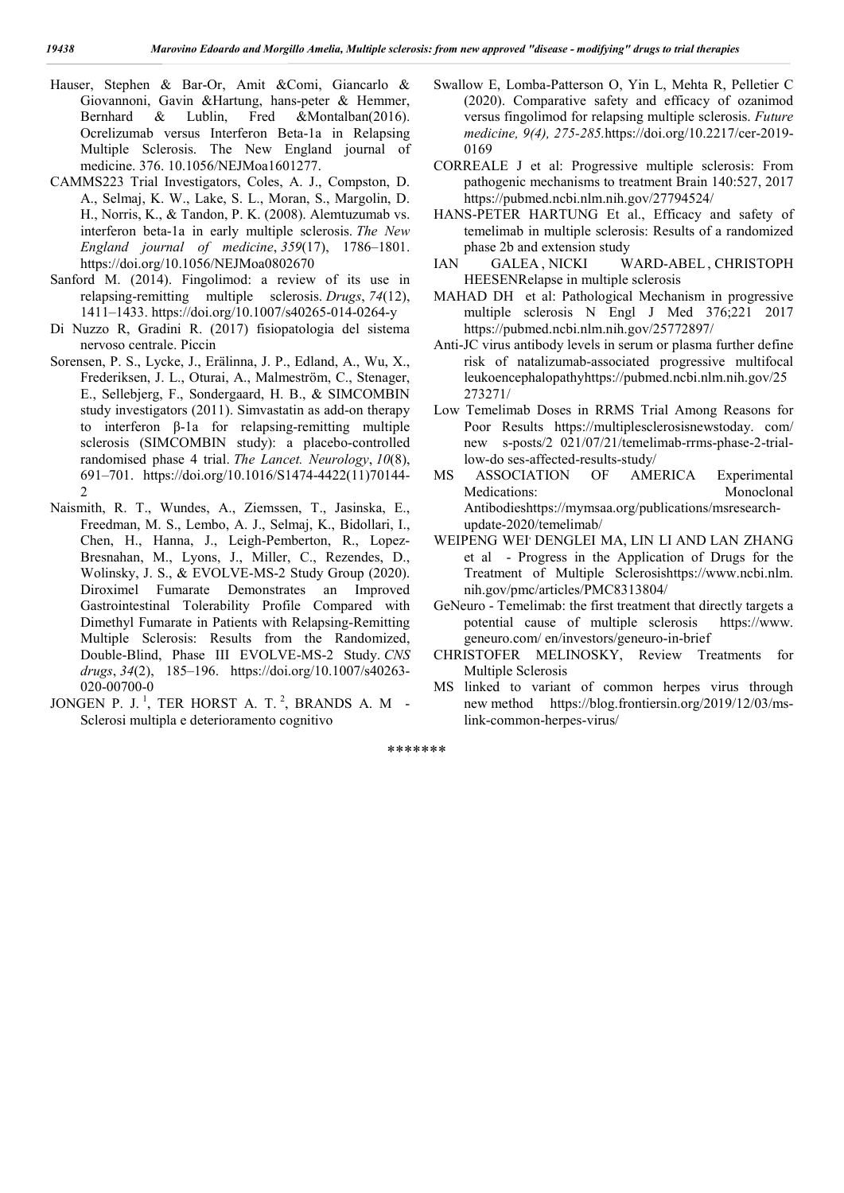Hauser, Stephen & Bar-Or, Amit &Comi, Giancarlo & Giovannoni, Gavin &Hartung, hans-peter & Hemmer, Bernhard & Lublin, Fred &Montalban(2016). Ocrelizumab versus Interferon Beta-1a in Relapsing Multiple Sclerosis. The New England journal of medicine. 376. 10.1056/NEJMoa1601277.

CAMMS223 Trial Investigators, Coles, A. J., Compston, D. A., Selmaj, K. W., Lake, S. L., Moran, S., Margolin, D. H., Norris, K., & Tandon, P. K. (2008). Alemtuzumab vs. interferon beta-1a in early multiple sclerosis. *The New England journal of medicine*, *359*(17), 1786–1801. https://doi.org/10.1056/NEJMoa0802670

Sanford M. (2014). Fingolimod: a review of its use in relapsing-remitting multiple sclerosis. *Drugs*, *74*(12), 1411–1433. https://doi.org/10.1007/s40265-014-0264-y

Di Nuzzo R, Gradini R. (2017) fisiopatologia del sistema nervoso centrale. Piccin

Sorensen, P. S., Lycke, J., Erälinna, J. P., Edland, A., Wu, X., Frederiksen, J. L., Oturai, A., Malmeström, C., Stenager, E., Sellebjerg, F., Sondergaard, H. B., & SIMCOMBIN study investigators (2011). Simvastatin as add-on therapy to interferon β-1a for relapsing-remitting multiple sclerosis (SIMCOMBIN study): a placebo-controlled randomised phase 4 trial. *The Lancet. Neurology*, *10*(8), 691–701. https://doi.org/10.1016/S1474-4422(11)70144-2

Naismith, R. T., Wundes, A., Ziemssen, T., Jasinska, E., Freedman, M. S., Lembo, A. J., Selmaj, K., Bidollari, I., Chen, H., Hanna, J., Leigh-Pemberton, R., Lopez-Bresnahan, M., Lyons, J., Miller, C., Rezendes, D., Wolinsky, J. S., & EVOLVE-MS-2 Study Group (2020). Diroximel Fumarate Demonstrates an Improved Gastrointestinal Tolerability Profile Compared with Dimethyl Fumarate in Patients with Relapsing-Remitting Multiple Sclerosis: Results from the Randomized, Double-Blind, Phase III EVOLVE-MS-2 Study. *CNS drugs*, *34*(2), 185–196. https://doi.org/10.1007/s40263-020-00700-0

JONGEN P. J. [1], TER HORST A. T. [2], BRANDS A. M - Sclerosi multipla e deterioramento cognitivo

Swallow E, Lomba-Patterson O, Yin L, Mehta R, Pelletier C (2020). Comparative safety and efficacy of ozanimod versus fingolimod for relapsing multiple sclerosis. *Future medicine, 9(4), 275-285.*https://doi.org/10.2217/cer-2019-0169

CORREALE J et al: Progressive multiple sclerosis: From pathogenic mechanisms to treatment Brain 140:527, 2017 https://pubmed.ncbi.nlm.nih.gov/27794524/

HANS-PETER HARTUNG Et al., Efficacy and safety of temelimab in multiple sclerosis: Results of a randomized phase 2b and extension study

IAN GALEA , NICKI WARD-ABEL , CHRISTOPH HEESENRelapse in multiple sclerosis

MAHAD DH et al: Pathological Mechanism in progressive multiple sclerosis N Engl J Med 376;221 2017 https://pubmed.ncbi.nlm.nih.gov/25772897/

Anti-JC virus antibody levels in serum or plasma further define risk of natalizumab-associated progressive multifocal leukoencephalopathyhttps://pubmed.ncbi.nlm.nih.gov/25273271/

Low Temelimab Doses in RRMS Trial Among Reasons for Poor Results https://multiplesclerosisnewstoday. com/ new s-posts/2 021/07/21/temelimab-rrms-phase-2-trial-low-do ses-affected-results-study/

MS ASSOCIATION OF AMERICA Experimental Medications: Monoclonal Antibodieshttps://mymsaa.org/publications/msresearch-update-2020/temelimab/

WEIPENG WEI, DENGLEI MA, LIN LI AND LAN ZHANG et al - Progress in the Application of Drugs for the Treatment of Multiple Sclerosishttps://www.ncbi.nlm.nih.gov/pmc/articles/PMC8313804/

GeNeuro - Temelimab: the first treatment that directly targets a potential cause of multiple sclerosis https://www.geneuro.com/ en/investors/geneuro-in-brief

CHRISTOFER MELINOSKY, Review Treatments for Multiple Sclerosis

MS linked to variant of common herpes virus through new method https://blog.frontiersin.org/2019/12/03/ms-link-common-herpes-virus/

*******